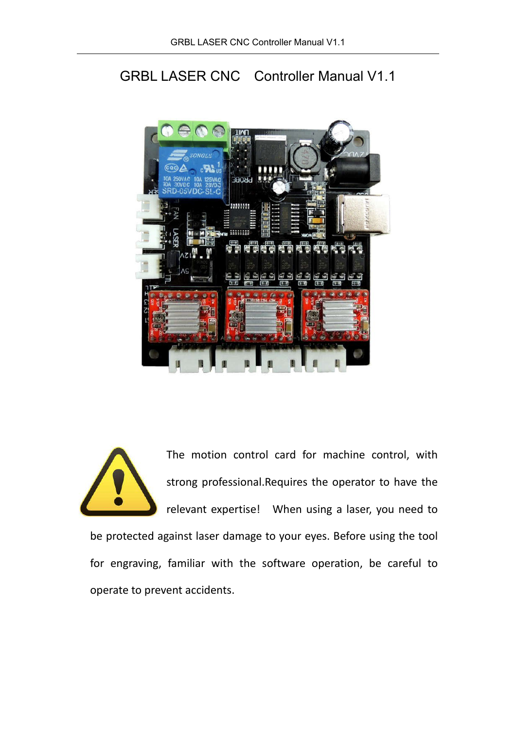# GRBL LASER CNC Controller Manual V1.1

The motion control card for machine control, with strong professional.Requires the operator to have the relevant expertise! When using a laser, you need to be protected against laser damage to your eyes. Before using the tool for engraving, familiar with the software operation, be careful to operate to prevent accidents.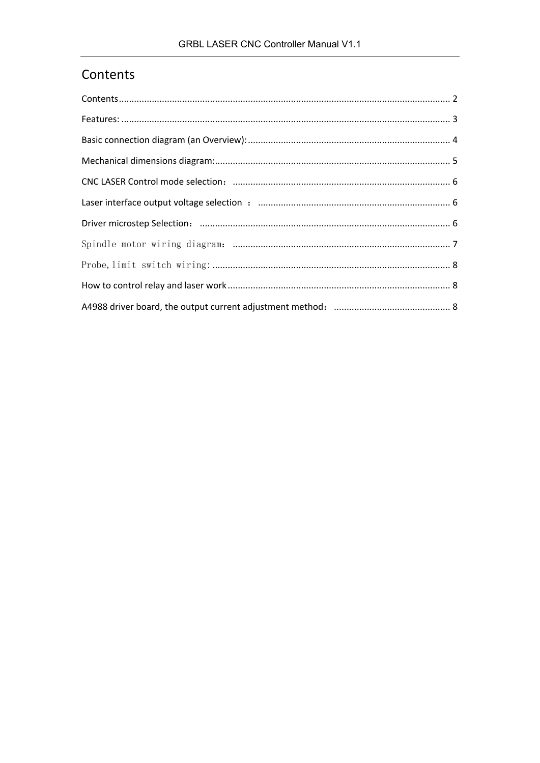# Contents

Contents .......... 2

Features: .......... 3

Basic connection diagram (an Overview): .......... 4

Mechanical dimensions diagram: .......... 5

CNC LASER Control mode selection： .......... 6

Laser interface output voltage selection ： .......... 6

Driver microstep Selection： .......... 6

Spindle motor wiring diagram： .......... 7

Probe,limit switch wiring: .......... 8

How to control relay and laser work .......... 8

A4988 driver board, the output current adjustment method： .......... 8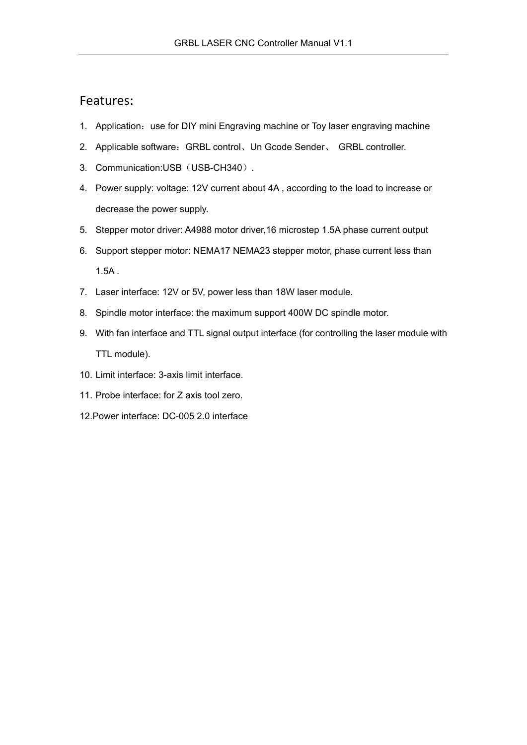## Features:

1. Application：use for DIY mini Engraving machine or Toy laser engraving machine
2. Applicable software：GRBL control、Un Gcode Sender、 GRBL controller.
3. Communication:USB（USB-CH340）.
4. Power supply: voltage: 12V current about 4A , according to the load to increase or decrease the power supply.
5. Stepper motor driver: A4988 motor driver,16 microstep 1.5A phase current output
6. Support stepper motor: NEMA17 NEMA23 stepper motor, phase current less than 1.5A .
7. Laser interface: 12V or 5V, power less than 18W laser module.
8. Spindle motor interface: the maximum support 400W DC spindle motor.
9. With fan interface and TTL signal output interface (for controlling the laser module with TTL module).
10. Limit interface: 3-axis limit interface.
11. Probe interface: for Z axis tool zero.

12.Power interface: DC-005 2.0 interface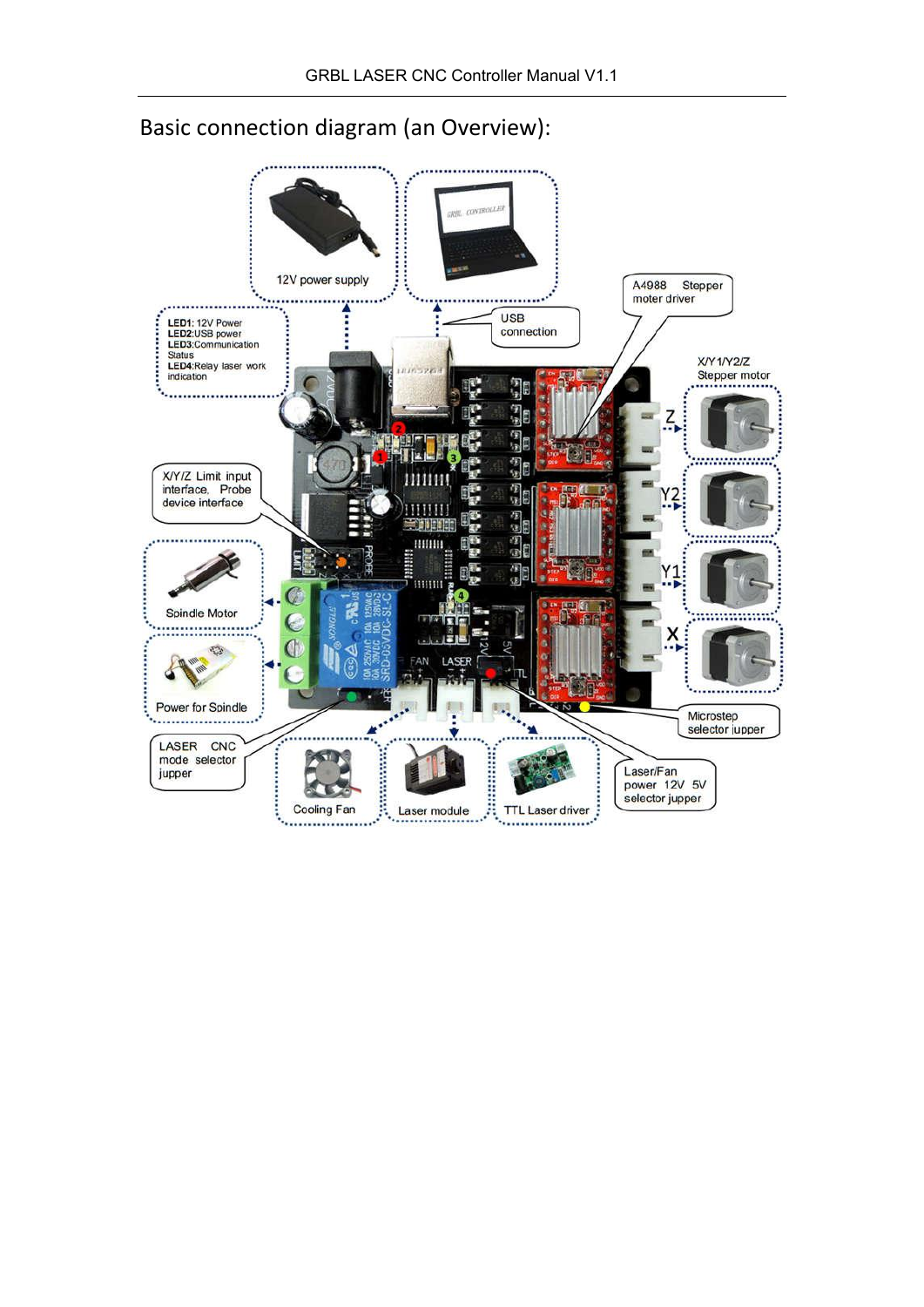# Basic connection diagram (an Overview):

12V power supply

USB connection

**LED1:** 12V Power
**LED2:**USB power
**LED3:**Communication Status
**LED4:**Relay laser work indication

A4988 Stepper moter driver

X/Y1/Y2/Z Stepper motor

Z

Y2

Y1

X

X/Y/Z Limit input interface, Probe device interface

Spindle Motor

Power for Spindle

LASER CNC mode selector jupper

Cooling Fan

Laser module

TTL Laser driver

Microstep selector jupper

Laser/Fan power 12V 5V selector jupper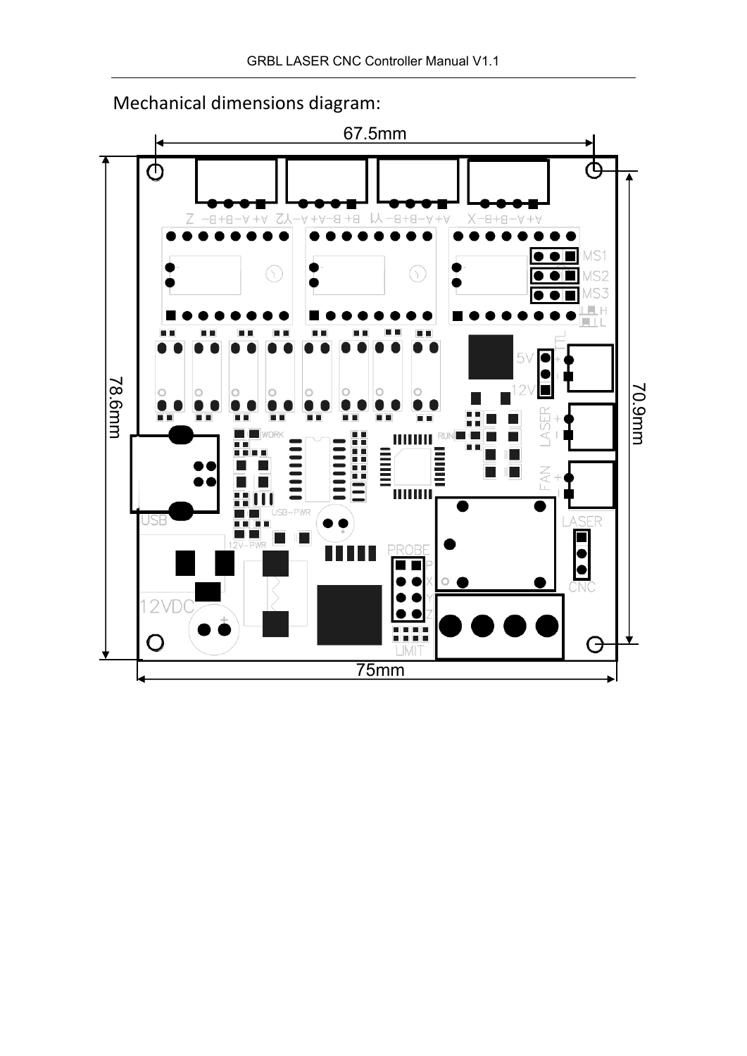Mechanical dimensions diagram: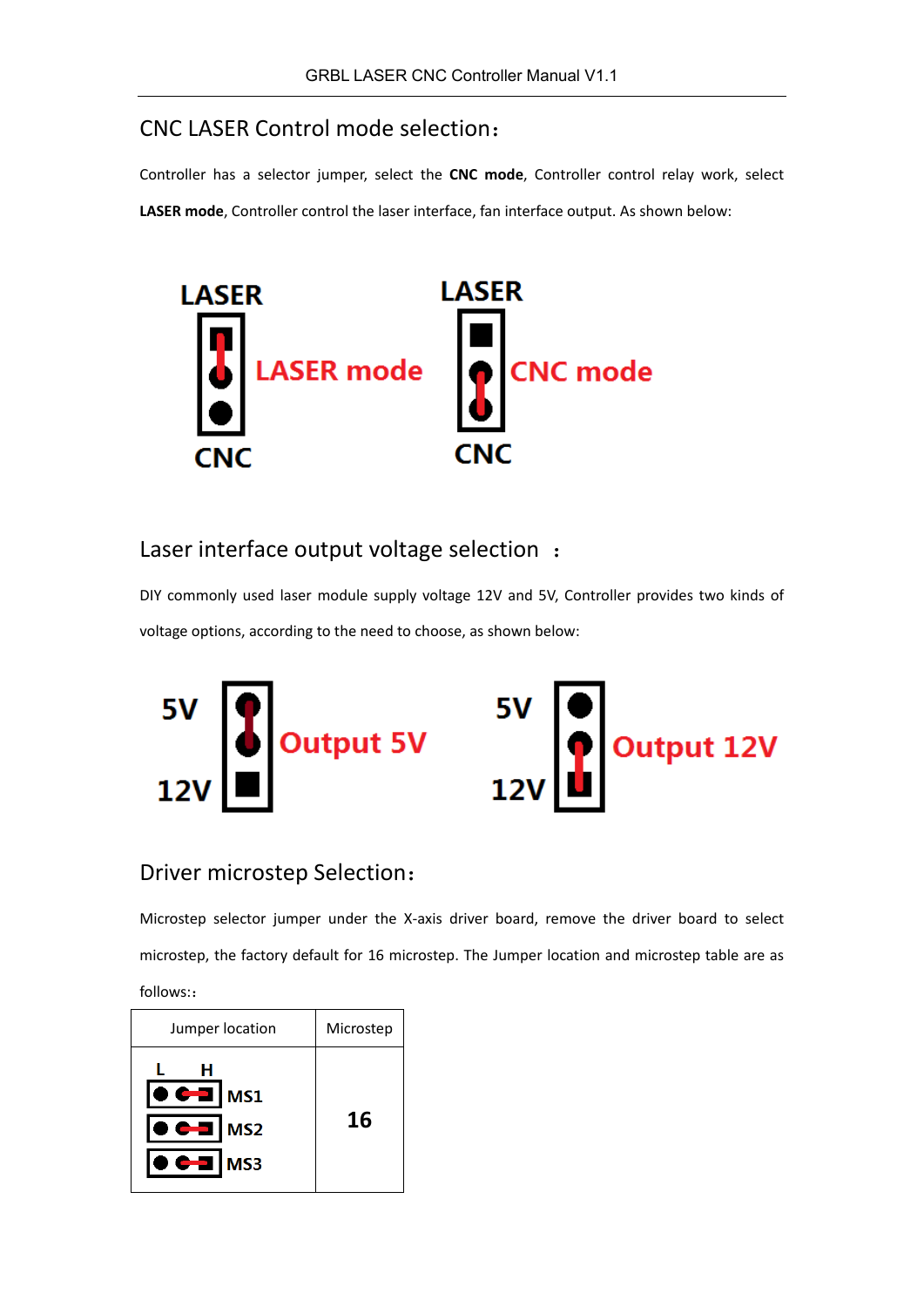## CNC LASER Control mode selection：

Controller has a selector jumper, select the **CNC mode**, Controller control relay work, select **LASER mode**, Controller control the laser interface, fan interface output. As shown below:

LASER

LASER mode

CNC

LASER

CNC mode

CNC

## Laser interface output voltage selection ：

DIY commonly used laser module supply voltage 12V and 5V, Controller provides two kinds of voltage options, according to the need to choose, as shown below:

5V

12V

Output 5V

5V

12V

Output 12V

## Driver microstep Selection：

Microstep selector jumper under the X-axis driver board, remove the driver board to select microstep, the factory default for 16 microstep. The Jumper location and microstep table are as follows:：

| Jumper location | Microstep |
| --- | --- |
| L H<br>MS1<br>MS2<br>MS3 | 16 |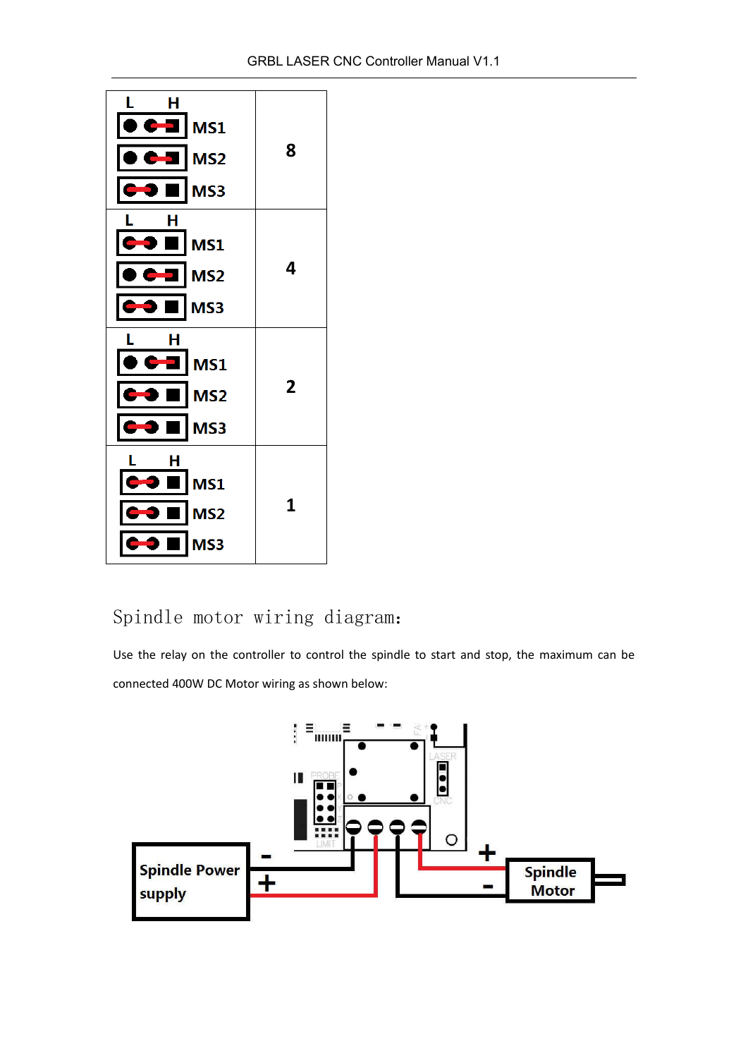| | |
|---|---|
| L H<br>MS1<br>MS2<br>MS3 | 8 |
| L H<br>MS1<br>MS2<br>MS3 | 4 |
| L H<br>MS1<br>MS2<br>MS3 | 2 |
| L H<br>MS1<br>MS2<br>MS3 | 1 |

## Spindle motor wiring diagram:

Use the relay on the controller to control the spindle to start and stop, the maximum can be connected 400W DC Motor wiring as shown below: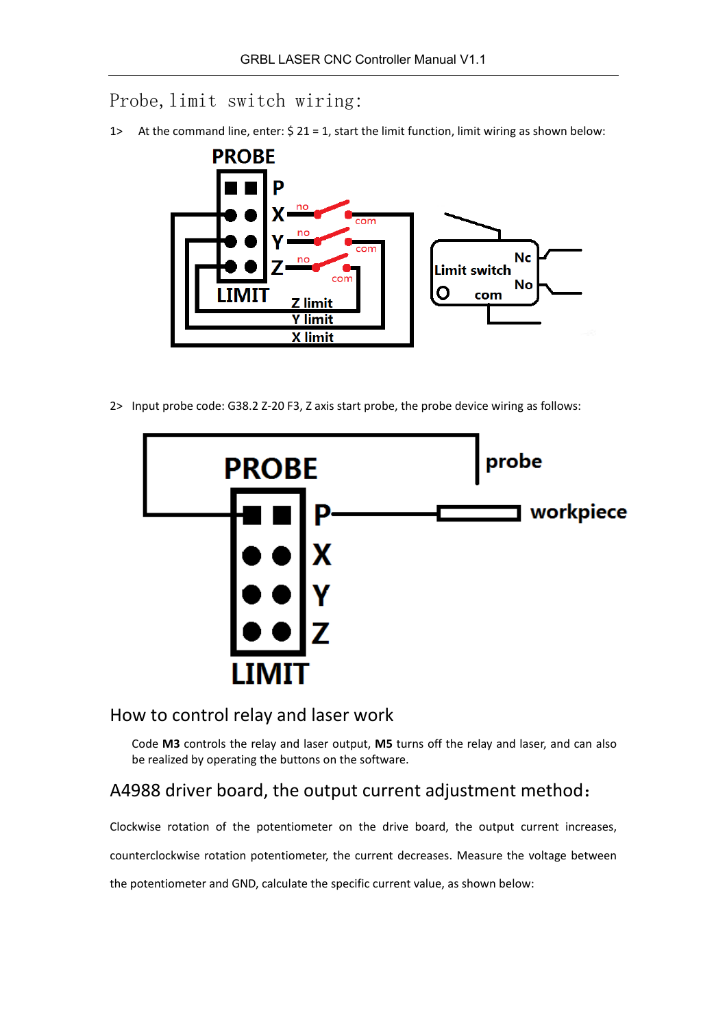## Probe, limit switch wiring:

1> At the command line, enter: $ 21 = 1, start the limit function, limit wiring as shown below:

2> Input probe code: G38.2 Z-20 F3, Z axis start probe, the probe device wiring as follows:

## How to control relay and laser work

Code **M3** controls the relay and laser output, **M5** turns off the relay and laser, and can also be realized by operating the buttons on the software.

## A4988 driver board, the output current adjustment method：

Clockwise rotation of the potentiometer on the drive board, the output current increases, counterclockwise rotation potentiometer, the current decreases. Measure the voltage between the potentiometer and GND, calculate the specific current value, as shown below: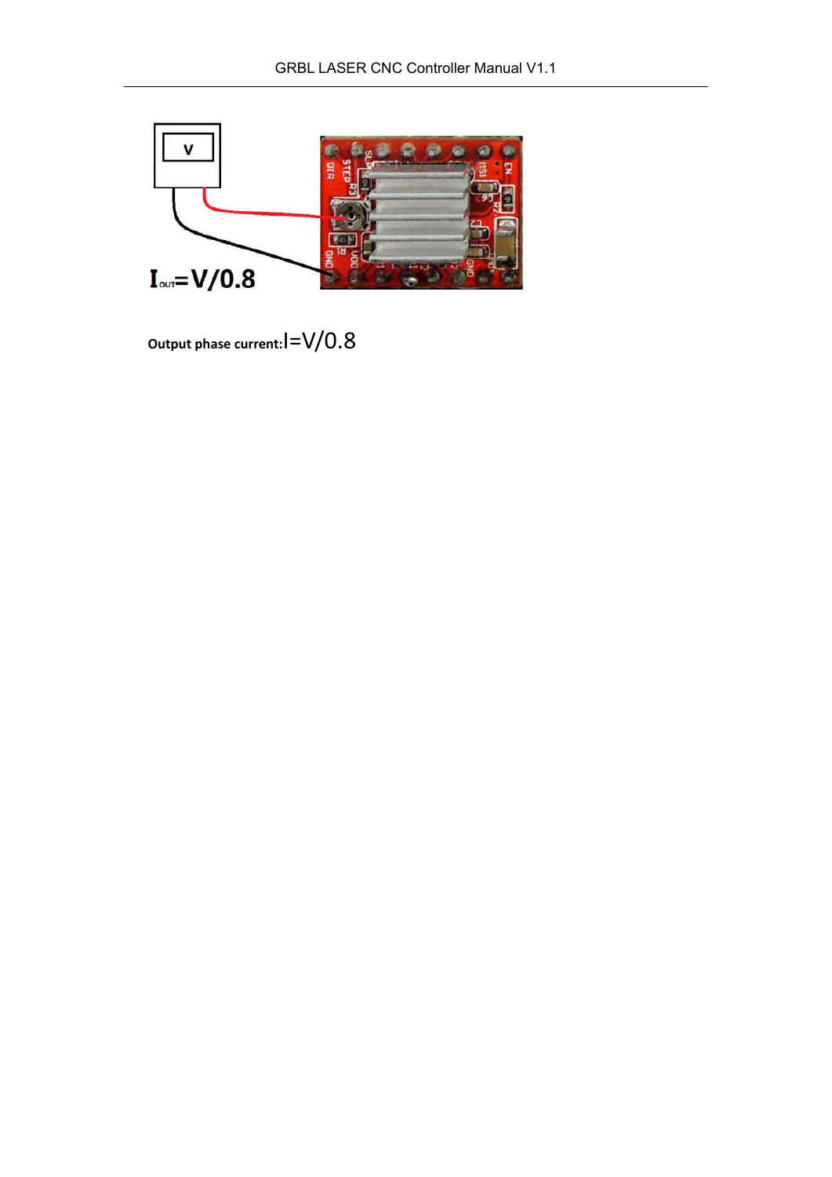**Output phase current:** $I=V/0.8$